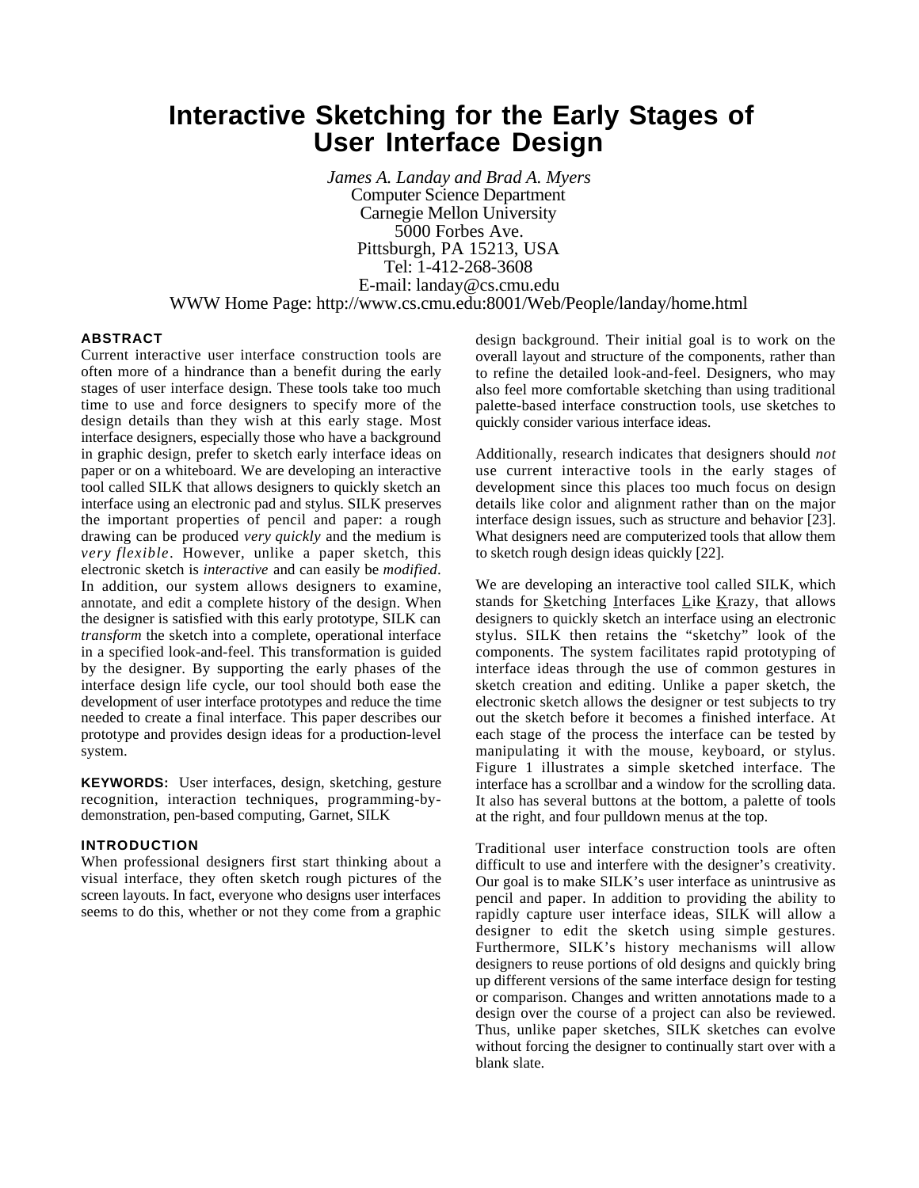# Interactive Sketching for the Early Stages of User Interface Design

*James A. Landay and Brad A. Myers*
Computer Science Department
Carnegie Mellon University
5000 Forbes Ave.
Pittsburgh, PA 15213, USA
Tel: 1-412-268-3608
E-mail: landay@cs.cmu.edu
WWW Home Page: http://www.cs.cmu.edu:8001/Web/People/landay/home.html

## ABSTRACT

Current interactive user interface construction tools are often more of a hindrance than a benefit during the early stages of user interface design. These tools take too much time to use and force designers to specify more of the design details than they wish at this early stage. Most interface designers, especially those who have a background in graphic design, prefer to sketch early interface ideas on paper or on a whiteboard. We are developing an interactive tool called SILK that allows designers to quickly sketch an interface using an electronic pad and stylus. SILK preserves the important properties of pencil and paper: a rough drawing can be produced *very quickly* and the medium is *very flexible*. However, unlike a paper sketch, this electronic sketch is *interactive* and can easily be *modified*. In addition, our system allows designers to examine, annotate, and edit a complete history of the design. When the designer is satisfied with this early prototype, SILK can *transform* the sketch into a complete, operational interface in a specified look-and-feel. This transformation is guided by the designer. By supporting the early phases of the interface design life cycle, our tool should both ease the development of user interface prototypes and reduce the time needed to create a final interface. This paper describes our prototype and provides design ideas for a production-level system.

**KEYWORDS:** User interfaces, design, sketching, gesture recognition, interaction techniques, programming-by-demonstration, pen-based computing, Garnet, SILK

## INTRODUCTION

When professional designers first start thinking about a visual interface, they often sketch rough pictures of the screen layouts. In fact, everyone who designs user interfaces seems to do this, whether or not they come from a graphic design background. Their initial goal is to work on the overall layout and structure of the components, rather than to refine the detailed look-and-feel. Designers, who may also feel more comfortable sketching than using traditional palette-based interface construction tools, use sketches to quickly consider various interface ideas.

Additionally, research indicates that designers should *not* use current interactive tools in the early stages of development since this places too much focus on design details like color and alignment rather than on the major interface design issues, such as structure and behavior [23]. What designers need are computerized tools that allow them to sketch rough design ideas quickly [22].

We are developing an interactive tool called SILK, which stands for Sketching Interfaces Like Krazy, that allows designers to quickly sketch an interface using an electronic stylus. SILK then retains the "sketchy" look of the components. The system facilitates rapid prototyping of interface ideas through the use of common gestures in sketch creation and editing. Unlike a paper sketch, the electronic sketch allows the designer or test subjects to try out the sketch before it becomes a finished interface. At each stage of the process the interface can be tested by manipulating it with the mouse, keyboard, or stylus. Figure 1 illustrates a simple sketched interface. The interface has a scrollbar and a window for the scrolling data. It also has several buttons at the bottom, a palette of tools at the right, and four pulldown menus at the top.

Traditional user interface construction tools are often difficult to use and interfere with the designer's creativity. Our goal is to make SILK's user interface as unintrusive as pencil and paper. In addition to providing the ability to rapidly capture user interface ideas, SILK will allow a designer to edit the sketch using simple gestures. Furthermore, SILK's history mechanisms will allow designers to reuse portions of old designs and quickly bring up different versions of the same interface design for testing or comparison. Changes and written annotations made to a design over the course of a project can also be reviewed. Thus, unlike paper sketches, SILK sketches can evolve without forcing the designer to continually start over with a blank slate.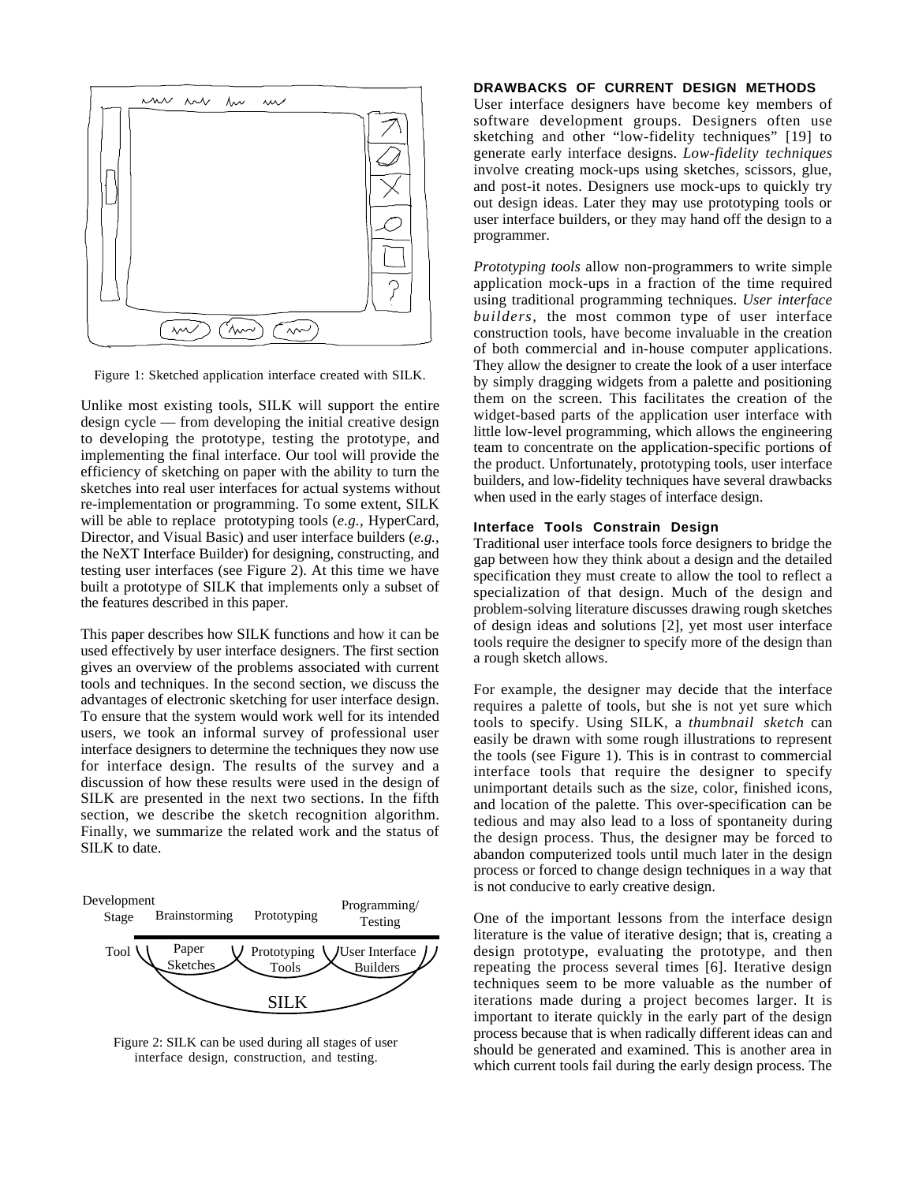Figure 1: Sketched application interface created with SILK.

Unlike most existing tools, SILK will support the entire design cycle — from developing the initial creative design to developing the prototype, testing the prototype, and implementing the final interface. Our tool will provide the efficiency of sketching on paper with the ability to turn the sketches into real user interfaces for actual systems without re-implementation or programming. To some extent, SILK will be able to replace prototyping tools (*e.g.*, HyperCard, Director, and Visual Basic) and user interface builders (*e.g.*, the NeXT Interface Builder) for designing, constructing, and testing user interfaces (see Figure 2). At this time we have built a prototype of SILK that implements only a subset of the features described in this paper.

This paper describes how SILK functions and how it can be used effectively by user interface designers. The first section gives an overview of the problems associated with current tools and techniques. In the second section, we discuss the advantages of electronic sketching for user interface design. To ensure that the system would work well for its intended users, we took an informal survey of professional user interface designers to determine the techniques they now use for interface design. The results of the survey and a discussion of how these results were used in the design of SILK are presented in the next two sections. In the fifth section, we describe the sketch recognition algorithm. Finally, we summarize the related work and the status of SILK to date.

Development Stage
Brainstorming
Prototyping
Programming/ Testing
Tool
Paper Sketches
Prototyping Tools
User Interface Builders
SILK

Figure 2: SILK can be used during all stages of user interface design, construction, and testing.

## DRAWBACKS OF CURRENT DESIGN METHODS

User interface designers have become key members of software development groups. Designers often use sketching and other "low-fidelity techniques" [19] to generate early interface designs. *Low-fidelity techniques* involve creating mock-ups using sketches, scissors, glue, and post-it notes. Designers use mock-ups to quickly try out design ideas. Later they may use prototyping tools or user interface builders, or they may hand off the design to a programmer.

*Prototyping tools* allow non-programmers to write simple application mock-ups in a fraction of the time required using traditional programming techniques. *User interface builders*, the most common type of user interface construction tools, have become invaluable in the creation of both commercial and in-house computer applications. They allow the designer to create the look of a user interface by simply dragging widgets from a palette and positioning them on the screen. This facilitates the creation of the widget-based parts of the application user interface with little low-level programming, which allows the engineering team to concentrate on the application-specific portions of the product. Unfortunately, prototyping tools, user interface builders, and low-fidelity techniques have several drawbacks when used in the early stages of interface design.

### Interface Tools Constrain Design

Traditional user interface tools force designers to bridge the gap between how they think about a design and the detailed specification they must create to allow the tool to reflect a specialization of that design. Much of the design and problem-solving literature discusses drawing rough sketches of design ideas and solutions [2], yet most user interface tools require the designer to specify more of the design than a rough sketch allows.

For example, the designer may decide that the interface requires a palette of tools, but she is not yet sure which tools to specify. Using SILK, a *thumbnail sketch* can easily be drawn with some rough illustrations to represent the tools (see Figure 1). This is in contrast to commercial interface tools that require the designer to specify unimportant details such as the size, color, finished icons, and location of the palette. This over-specification can be tedious and may also lead to a loss of spontaneity during the design process. Thus, the designer may be forced to abandon computerized tools until much later in the design process or forced to change design techniques in a way that is not conducive to early creative design.

One of the important lessons from the interface design literature is the value of iterative design; that is, creating a design prototype, evaluating the prototype, and then repeating the process several times [6]. Iterative design techniques seem to be more valuable as the number of iterations made during a project becomes larger. It is important to iterate quickly in the early part of the design process because that is when radically different ideas can and should be generated and examined. This is another area in which current tools fail during the early design process. The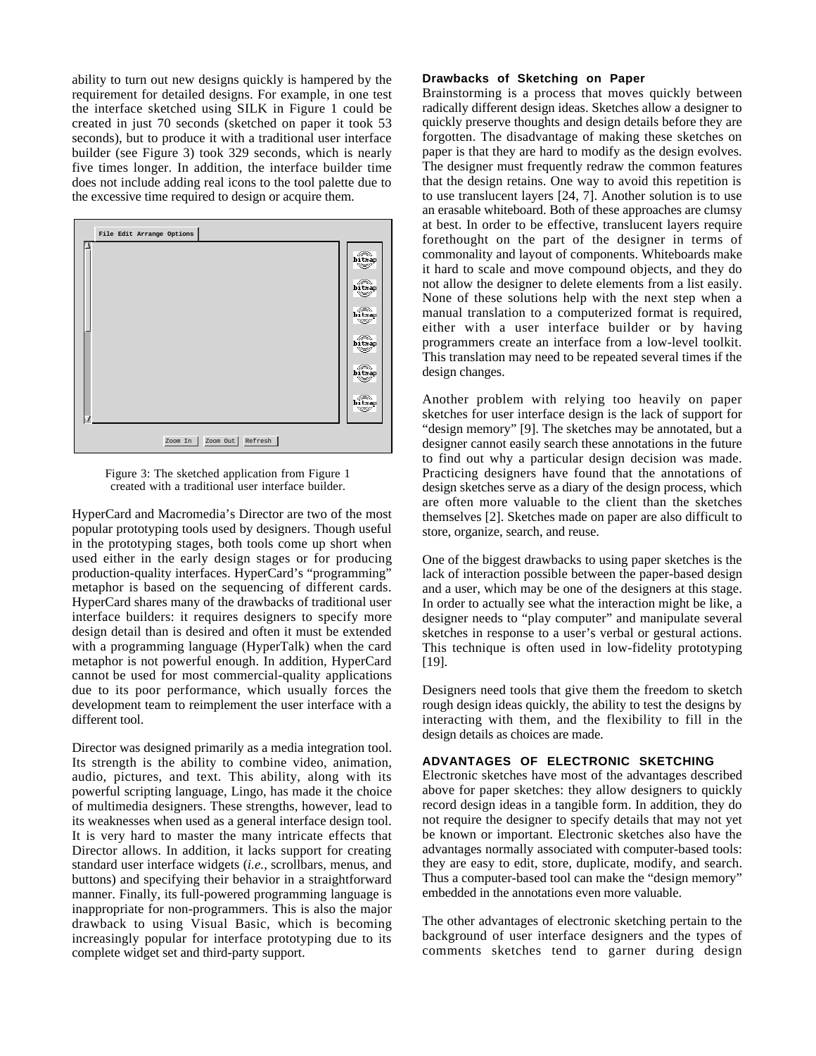ability to turn out new designs quickly is hampered by the requirement for detailed designs. For example, in one test the interface sketched using SILK in Figure 1 could be created in just 70 seconds (sketched on paper it took 53 seconds), but to produce it with a traditional user interface builder (see Figure 3) took 329 seconds, which is nearly five times longer. In addition, the interface builder time does not include adding real icons to the tool palette due to the excessive time required to design or acquire them.

Figure 3: The sketched application from Figure 1 created with a traditional user interface builder.

HyperCard and Macromedia's Director are two of the most popular prototyping tools used by designers. Though useful in the prototyping stages, both tools come up short when used either in the early design stages or for producing production-quality interfaces. HyperCard's "programming" metaphor is based on the sequencing of different cards. HyperCard shares many of the drawbacks of traditional user interface builders: it requires designers to specify more design detail than is desired and often it must be extended with a programming language (HyperTalk) when the card metaphor is not powerful enough. In addition, HyperCard cannot be used for most commercial-quality applications due to its poor performance, which usually forces the development team to reimplement the user interface with a different tool.

Director was designed primarily as a media integration tool. Its strength is the ability to combine video, animation, audio, pictures, and text. This ability, along with its powerful scripting language, Lingo, has made it the choice of multimedia designers. These strengths, however, lead to its weaknesses when used as a general interface design tool. It is very hard to master the many intricate effects that Director allows. In addition, it lacks support for creating standard user interface widgets (*i.e.*, scrollbars, menus, and buttons) and specifying their behavior in a straightforward manner. Finally, its full-powered programming language is inappropriate for non-programmers. This is also the major drawback to using Visual Basic, which is becoming increasingly popular for interface prototyping due to its complete widget set and third-party support.

### Drawbacks of Sketching on Paper

Brainstorming is a process that moves quickly between radically different design ideas. Sketches allow a designer to quickly preserve thoughts and design details before they are forgotten. The disadvantage of making these sketches on paper is that they are hard to modify as the design evolves. The designer must frequently redraw the common features that the design retains. One way to avoid this repetition is to use translucent layers [24, 7]. Another solution is to use an erasable whiteboard. Both of these approaches are clumsy at best. In order to be effective, translucent layers require forethought on the part of the designer in terms of commonality and layout of components. Whiteboards make it hard to scale and move compound objects, and they do not allow the designer to delete elements from a list easily. None of these solutions help with the next step when a manual translation to a computerized format is required, either with a user interface builder or by having programmers create an interface from a low-level toolkit. This translation may need to be repeated several times if the design changes.

Another problem with relying too heavily on paper sketches for user interface design is the lack of support for "design memory" [9]. The sketches may be annotated, but a designer cannot easily search these annotations in the future to find out why a particular design decision was made. Practicing designers have found that the annotations of design sketches serve as a diary of the design process, which are often more valuable to the client than the sketches themselves [2]. Sketches made on paper are also difficult to store, organize, search, and reuse.

One of the biggest drawbacks to using paper sketches is the lack of interaction possible between the paper-based design and a user, which may be one of the designers at this stage. In order to actually see what the interaction might be like, a designer needs to "play computer" and manipulate several sketches in response to a user's verbal or gestural actions. This technique is often used in low-fidelity prototyping [19].

Designers need tools that give them the freedom to sketch rough design ideas quickly, the ability to test the designs by interacting with them, and the flexibility to fill in the design details as choices are made.

## ADVANTAGES OF ELECTRONIC SKETCHING

Electronic sketches have most of the advantages described above for paper sketches: they allow designers to quickly record design ideas in a tangible form. In addition, they do not require the designer to specify details that may not yet be known or important. Electronic sketches also have the advantages normally associated with computer-based tools: they are easy to edit, store, duplicate, modify, and search. Thus a computer-based tool can make the "design memory" embedded in the annotations even more valuable.

The other advantages of electronic sketching pertain to the background of user interface designers and the types of comments sketches tend to garner during design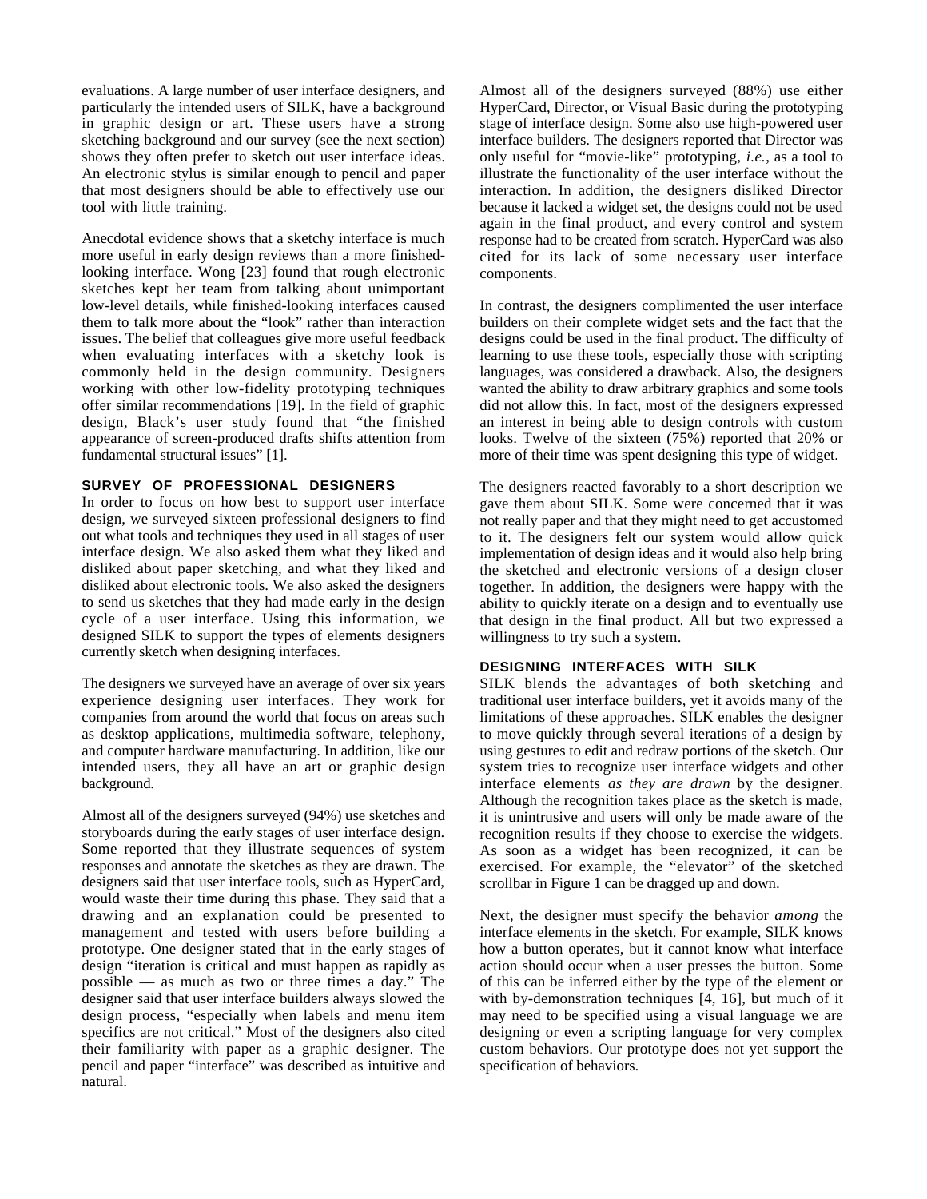evaluations. A large number of user interface designers, and particularly the intended users of SILK, have a background in graphic design or art. These users have a strong sketching background and our survey (see the next section) shows they often prefer to sketch out user interface ideas. An electronic stylus is similar enough to pencil and paper that most designers should be able to effectively use our tool with little training.

Anecdotal evidence shows that a sketchy interface is much more useful in early design reviews than a more finished-looking interface. Wong [23] found that rough electronic sketches kept her team from talking about unimportant low-level details, while finished-looking interfaces caused them to talk more about the "look" rather than interaction issues. The belief that colleagues give more useful feedback when evaluating interfaces with a sketchy look is commonly held in the design community. Designers working with other low-fidelity prototyping techniques offer similar recommendations [19]. In the field of graphic design, Black's user study found that "the finished appearance of screen-produced drafts shifts attention from fundamental structural issues" [1].

## SURVEY OF PROFESSIONAL DESIGNERS

In order to focus on how best to support user interface design, we surveyed sixteen professional designers to find out what tools and techniques they used in all stages of user interface design. We also asked them what they liked and disliked about paper sketching, and what they liked and disliked about electronic tools. We also asked the designers to send us sketches that they had made early in the design cycle of a user interface. Using this information, we designed SILK to support the types of elements designers currently sketch when designing interfaces.

The designers we surveyed have an average of over six years experience designing user interfaces. They work for companies from around the world that focus on areas such as desktop applications, multimedia software, telephony, and computer hardware manufacturing. In addition, like our intended users, they all have an art or graphic design background.

Almost all of the designers surveyed (94%) use sketches and storyboards during the early stages of user interface design. Some reported that they illustrate sequences of system responses and annotate the sketches as they are drawn. The designers said that user interface tools, such as HyperCard, would waste their time during this phase. They said that a drawing and an explanation could be presented to management and tested with users before building a prototype. One designer stated that in the early stages of design "iteration is critical and must happen as rapidly as possible — as much as two or three times a day." The designer said that user interface builders always slowed the design process, "especially when labels and menu item specifics are not critical." Most of the designers also cited their familiarity with paper as a graphic designer. The pencil and paper "interface" was described as intuitive and natural.

Almost all of the designers surveyed (88%) use either HyperCard, Director, or Visual Basic during the prototyping stage of interface design. Some also use high-powered user interface builders. The designers reported that Director was only useful for "movie-like" prototyping, *i.e.*, as a tool to illustrate the functionality of the user interface without the interaction. In addition, the designers disliked Director because it lacked a widget set, the designs could not be used again in the final product, and every control and system response had to be created from scratch. HyperCard was also cited for its lack of some necessary user interface components.

In contrast, the designers complimented the user interface builders on their complete widget sets and the fact that the designs could be used in the final product. The difficulty of learning to use these tools, especially those with scripting languages, was considered a drawback. Also, the designers wanted the ability to draw arbitrary graphics and some tools did not allow this. In fact, most of the designers expressed an interest in being able to design controls with custom looks. Twelve of the sixteen (75%) reported that 20% or more of their time was spent designing this type of widget.

The designers reacted favorably to a short description we gave them about SILK. Some were concerned that it was not really paper and that they might need to get accustomed to it. The designers felt our system would allow quick implementation of design ideas and it would also help bring the sketched and electronic versions of a design closer together. In addition, the designers were happy with the ability to quickly iterate on a design and to eventually use that design in the final product. All but two expressed a willingness to try such a system.

## DESIGNING INTERFACES WITH SILK

SILK blends the advantages of both sketching and traditional user interface builders, yet it avoids many of the limitations of these approaches. SILK enables the designer to move quickly through several iterations of a design by using gestures to edit and redraw portions of the sketch. Our system tries to recognize user interface widgets and other interface elements *as they are drawn* by the designer. Although the recognition takes place as the sketch is made, it is unintrusive and users will only be made aware of the recognition results if they choose to exercise the widgets. As soon as a widget has been recognized, it can be exercised. For example, the "elevator" of the sketched scrollbar in Figure 1 can be dragged up and down.

Next, the designer must specify the behavior *among* the interface elements in the sketch. For example, SILK knows how a button operates, but it cannot know what interface action should occur when a user presses the button. Some of this can be inferred either by the type of the element or with by-demonstration techniques [4, 16], but much of it may need to be specified using a visual language we are designing or even a scripting language for very complex custom behaviors. Our prototype does not yet support the specification of behaviors.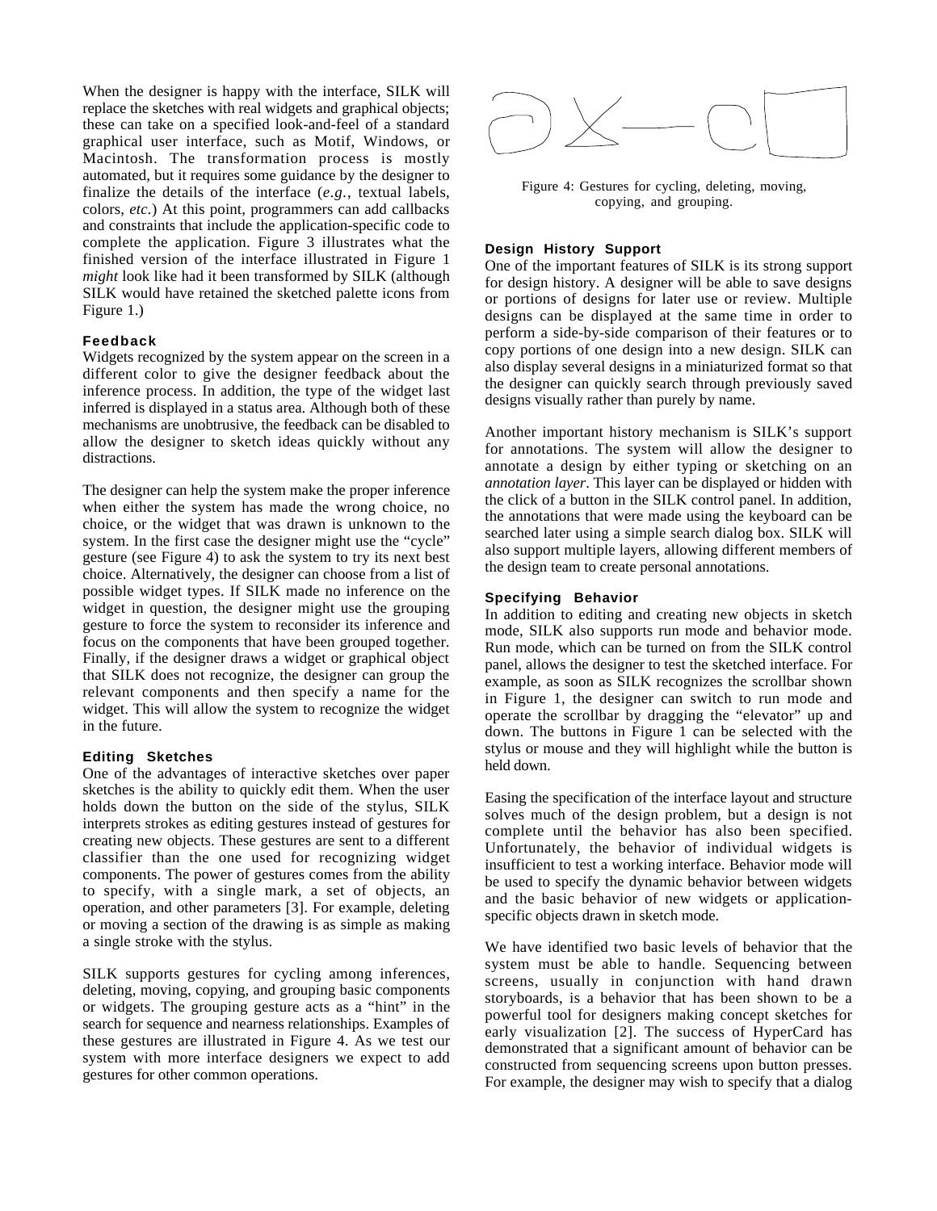When the designer is happy with the interface, SILK will replace the sketches with real widgets and graphical objects; these can take on a specified look-and-feel of a standard graphical user interface, such as Motif, Windows, or Macintosh. The transformation process is mostly automated, but it requires some guidance by the designer to finalize the details of the interface (*e.g.*, textual labels, colors, *etc.*) At this point, programmers can add callbacks and constraints that include the application-specific code to complete the application. Figure 3 illustrates what the finished version of the interface illustrated in Figure 1 *might* look like had it been transformed by SILK (although SILK would have retained the sketched palette icons from Figure 1.)

### Feedback

Widgets recognized by the system appear on the screen in a different color to give the designer feedback about the inference process. In addition, the type of the widget last inferred is displayed in a status area. Although both of these mechanisms are unobtrusive, the feedback can be disabled to allow the designer to sketch ideas quickly without any distractions.

The designer can help the system make the proper inference when either the system has made the wrong choice, no choice, or the widget that was drawn is unknown to the system. In the first case the designer might use the "cycle" gesture (see Figure 4) to ask the system to try its next best choice. Alternatively, the designer can choose from a list of possible widget types. If SILK made no inference on the widget in question, the designer might use the grouping gesture to force the system to reconsider its inference and focus on the components that have been grouped together. Finally, if the designer draws a widget or graphical object that SILK does not recognize, the designer can group the relevant components and then specify a name for the widget. This will allow the system to recognize the widget in the future.

### Editing Sketches

One of the advantages of interactive sketches over paper sketches is the ability to quickly edit them. When the user holds down the button on the side of the stylus, SILK interprets strokes as editing gestures instead of gestures for creating new objects. These gestures are sent to a different classifier than the one used for recognizing widget components. The power of gestures comes from the ability to specify, with a single mark, a set of objects, an operation, and other parameters [3]. For example, deleting or moving a section of the drawing is as simple as making a single stroke with the stylus.

SILK supports gestures for cycling among inferences, deleting, moving, copying, and grouping basic components or widgets. The grouping gesture acts as a "hint" in the search for sequence and nearness relationships. Examples of these gestures are illustrated in Figure 4. As we test our system with more interface designers we expect to add gestures for other common operations.

Figure 4: Gestures for cycling, deleting, moving, copying, and grouping.

### Design History Support

One of the important features of SILK is its strong support for design history. A designer will be able to save designs or portions of designs for later use or review. Multiple designs can be displayed at the same time in order to perform a side-by-side comparison of their features or to copy portions of one design into a new design. SILK can also display several designs in a miniaturized format so that the designer can quickly search through previously saved designs visually rather than purely by name.

Another important history mechanism is SILK's support for annotations. The system will allow the designer to annotate a design by either typing or sketching on an *annotation layer*. This layer can be displayed or hidden with the click of a button in the SILK control panel. In addition, the annotations that were made using the keyboard can be searched later using a simple search dialog box. SILK will also support multiple layers, allowing different members of the design team to create personal annotations.

### Specifying Behavior

In addition to editing and creating new objects in sketch mode, SILK also supports run mode and behavior mode. Run mode, which can be turned on from the SILK control panel, allows the designer to test the sketched interface. For example, as soon as SILK recognizes the scrollbar shown in Figure 1, the designer can switch to run mode and operate the scrollbar by dragging the "elevator" up and down. The buttons in Figure 1 can be selected with the stylus or mouse and they will highlight while the button is held down.

Easing the specification of the interface layout and structure solves much of the design problem, but a design is not complete until the behavior has also been specified. Unfortunately, the behavior of individual widgets is insufficient to test a working interface. Behavior mode will be used to specify the dynamic behavior between widgets and the basic behavior of new widgets or application-specific objects drawn in sketch mode.

We have identified two basic levels of behavior that the system must be able to handle. Sequencing between screens, usually in conjunction with hand drawn storyboards, is a behavior that has been shown to be a powerful tool for designers making concept sketches for early visualization [2]. The success of HyperCard has demonstrated that a significant amount of behavior can be constructed from sequencing screens upon button presses. For example, the designer may wish to specify that a dialog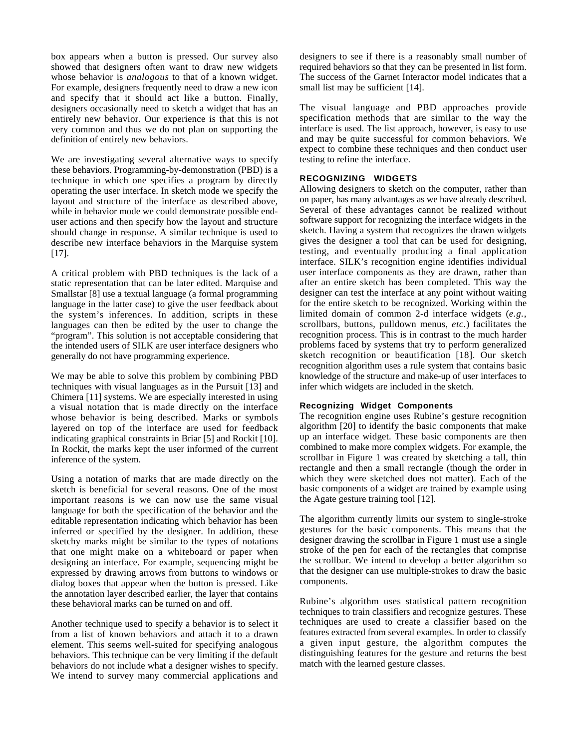box appears when a button is pressed. Our survey also showed that designers often want to draw new widgets whose behavior is *analogous* to that of a known widget. For example, designers frequently need to draw a new icon and specify that it should act like a button. Finally, designers occasionally need to sketch a widget that has an entirely new behavior. Our experience is that this is not very common and thus we do not plan on supporting the definition of entirely new behaviors.

We are investigating several alternative ways to specify these behaviors. Programming-by-demonstration (PBD) is a technique in which one specifies a program by directly operating the user interface. In sketch mode we specify the layout and structure of the interface as described above, while in behavior mode we could demonstrate possible end-user actions and then specify how the layout and structure should change in response. A similar technique is used to describe new interface behaviors in the Marquise system [17].

A critical problem with PBD techniques is the lack of a static representation that can be later edited. Marquise and Smallstar [8] use a textual language (a formal programming language in the latter case) to give the user feedback about the system's inferences. In addition, scripts in these languages can then be edited by the user to change the "program". This solution is not acceptable considering that the intended users of SILK are user interface designers who generally do not have programming experience.

We may be able to solve this problem by combining PBD techniques with visual languages as in the Pursuit [13] and Chimera [11] systems. We are especially interested in using a visual notation that is made directly on the interface whose behavior is being described. Marks or symbols layered on top of the interface are used for feedback indicating graphical constraints in Briar [5] and Rockit [10]. In Rockit, the marks kept the user informed of the current inference of the system.

Using a notation of marks that are made directly on the sketch is beneficial for several reasons. One of the most important reasons is we can now use the same visual language for both the specification of the behavior and the editable representation indicating which behavior has been inferred or specified by the designer. In addition, these sketchy marks might be similar to the types of notations that one might make on a whiteboard or paper when designing an interface. For example, sequencing might be expressed by drawing arrows from buttons to windows or dialog boxes that appear when the button is pressed. Like the annotation layer described earlier, the layer that contains these behavioral marks can be turned on and off.

Another technique used to specify a behavior is to select it from a list of known behaviors and attach it to a drawn element. This seems well-suited for specifying analogous behaviors. This technique can be very limiting if the default behaviors do not include what a designer wishes to specify. We intend to survey many commercial applications and designers to see if there is a reasonably small number of required behaviors so that they can be presented in list form. The success of the Garnet Interactor model indicates that a small list may be sufficient [14].

The visual language and PBD approaches provide specification methods that are similar to the way the interface is used. The list approach, however, is easy to use and may be quite successful for common behaviors. We expect to combine these techniques and then conduct user testing to refine the interface.

## RECOGNIZING WIDGETS

Allowing designers to sketch on the computer, rather than on paper, has many advantages as we have already described. Several of these advantages cannot be realized without software support for recognizing the interface widgets in the sketch. Having a system that recognizes the drawn widgets gives the designer a tool that can be used for designing, testing, and eventually producing a final application interface. SILK's recognition engine identifies individual user interface components as they are drawn, rather than after an entire sketch has been completed. This way the designer can test the interface at any point without waiting for the entire sketch to be recognized. Working within the limited domain of common 2-d interface widgets (*e.g.*, scrollbars, buttons, pulldown menus, *etc.*) facilitates the recognition process. This is in contrast to the much harder problems faced by systems that try to perform generalized sketch recognition or beautification [18]. Our sketch recognition algorithm uses a rule system that contains basic knowledge of the structure and make-up of user interfaces to infer which widgets are included in the sketch.

### Recognizing Widget Components

The recognition engine uses Rubine's gesture recognition algorithm [20] to identify the basic components that make up an interface widget. These basic components are then combined to make more complex widgets. For example, the scrollbar in Figure 1 was created by sketching a tall, thin rectangle and then a small rectangle (though the order in which they were sketched does not matter). Each of the basic components of a widget are trained by example using the Agate gesture training tool [12].

The algorithm currently limits our system to single-stroke gestures for the basic components. This means that the designer drawing the scrollbar in Figure 1 must use a single stroke of the pen for each of the rectangles that comprise the scrollbar. We intend to develop a better algorithm so that the designer can use multiple-strokes to draw the basic components.

Rubine's algorithm uses statistical pattern recognition techniques to train classifiers and recognize gestures. These techniques are used to create a classifier based on the features extracted from several examples. In order to classify a given input gesture, the algorithm computes the distinguishing features for the gesture and returns the best match with the learned gesture classes.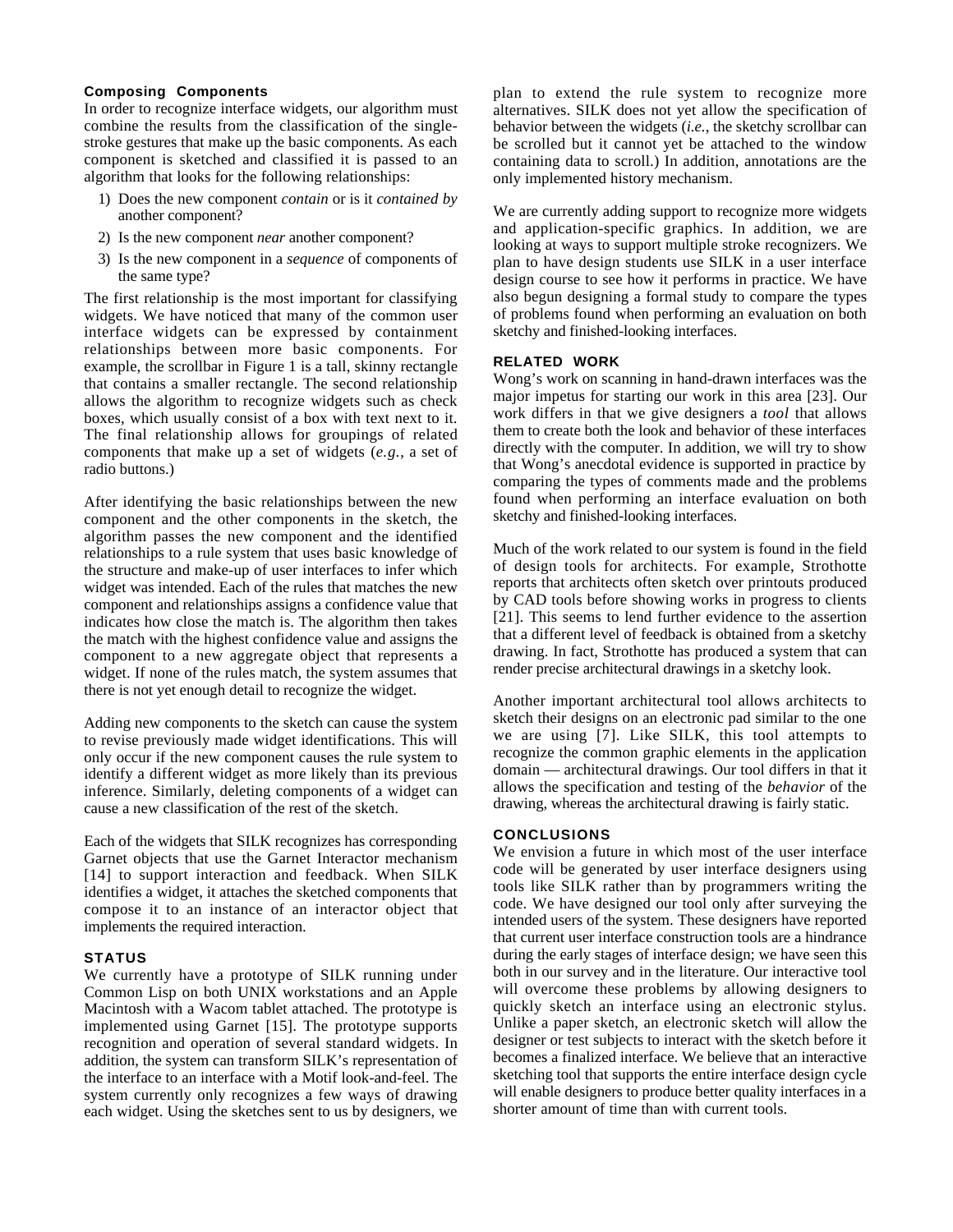### Composing Components

In order to recognize interface widgets, our algorithm must combine the results from the classification of the single-stroke gestures that make up the basic components. As each component is sketched and classified it is passed to an algorithm that looks for the following relationships:

1) Does the new component *contain* or is it *contained by* another component?
2) Is the new component *near* another component?
3) Is the new component in a *sequence* of components of the same type?

The first relationship is the most important for classifying widgets. We have noticed that many of the common user interface widgets can be expressed by containment relationships between more basic components. For example, the scrollbar in Figure 1 is a tall, skinny rectangle that contains a smaller rectangle. The second relationship allows the algorithm to recognize widgets such as check boxes, which usually consist of a box with text next to it. The final relationship allows for groupings of related components that make up a set of widgets (*e.g.*, a set of radio buttons.)

After identifying the basic relationships between the new component and the other components in the sketch, the algorithm passes the new component and the identified relationships to a rule system that uses basic knowledge of the structure and make-up of user interfaces to infer which widget was intended. Each of the rules that matches the new component and relationships assigns a confidence value that indicates how close the match is. The algorithm then takes the match with the highest confidence value and assigns the component to a new aggregate object that represents a widget. If none of the rules match, the system assumes that there is not yet enough detail to recognize the widget.

Adding new components to the sketch can cause the system to revise previously made widget identifications. This will only occur if the new component causes the rule system to identify a different widget as more likely than its previous inference. Similarly, deleting components of a widget can cause a new classification of the rest of the sketch.

Each of the widgets that SILK recognizes has corresponding Garnet objects that use the Garnet Interactor mechanism [14] to support interaction and feedback. When SILK identifies a widget, it attaches the sketched components that compose it to an instance of an interactor object that implements the required interaction.

## STATUS

We currently have a prototype of SILK running under Common Lisp on both UNIX workstations and an Apple Macintosh with a Wacom tablet attached. The prototype is implemented using Garnet [15]. The prototype supports recognition and operation of several standard widgets. In addition, the system can transform SILK's representation of the interface to an interface with a Motif look-and-feel. The system currently only recognizes a few ways of drawing each widget. Using the sketches sent to us by designers, we plan to extend the rule system to recognize more alternatives. SILK does not yet allow the specification of behavior between the widgets (*i.e.*, the sketchy scrollbar can be scrolled but it cannot yet be attached to the window containing data to scroll.) In addition, annotations are the only implemented history mechanism.

We are currently adding support to recognize more widgets and application-specific graphics. In addition, we are looking at ways to support multiple stroke recognizers. We plan to have design students use SILK in a user interface design course to see how it performs in practice. We have also begun designing a formal study to compare the types of problems found when performing an evaluation on both sketchy and finished-looking interfaces.

## RELATED WORK

Wong's work on scanning in hand-drawn interfaces was the major impetus for starting our work in this area [23]. Our work differs in that we give designers a *tool* that allows them to create both the look and behavior of these interfaces directly with the computer. In addition, we will try to show that Wong's anecdotal evidence is supported in practice by comparing the types of comments made and the problems found when performing an interface evaluation on both sketchy and finished-looking interfaces.

Much of the work related to our system is found in the field of design tools for architects. For example, Strothotte reports that architects often sketch over printouts produced by CAD tools before showing works in progress to clients [21]. This seems to lend further evidence to the assertion that a different level of feedback is obtained from a sketchy drawing. In fact, Strothotte has produced a system that can render precise architectural drawings in a sketchy look.

Another important architectural tool allows architects to sketch their designs on an electronic pad similar to the one we are using [7]. Like SILK, this tool attempts to recognize the common graphic elements in the application domain — architectural drawings. Our tool differs in that it allows the specification and testing of the *behavior* of the drawing, whereas the architectural drawing is fairly static.

## CONCLUSIONS

We envision a future in which most of the user interface code will be generated by user interface designers using tools like SILK rather than by programmers writing the code. We have designed our tool only after surveying the intended users of the system. These designers have reported that current user interface construction tools are a hindrance during the early stages of interface design; we have seen this both in our survey and in the literature. Our interactive tool will overcome these problems by allowing designers to quickly sketch an interface using an electronic stylus. Unlike a paper sketch, an electronic sketch will allow the designer or test subjects to interact with the sketch before it becomes a finalized interface. We believe that an interactive sketching tool that supports the entire interface design cycle will enable designers to produce better quality interfaces in a shorter amount of time than with current tools.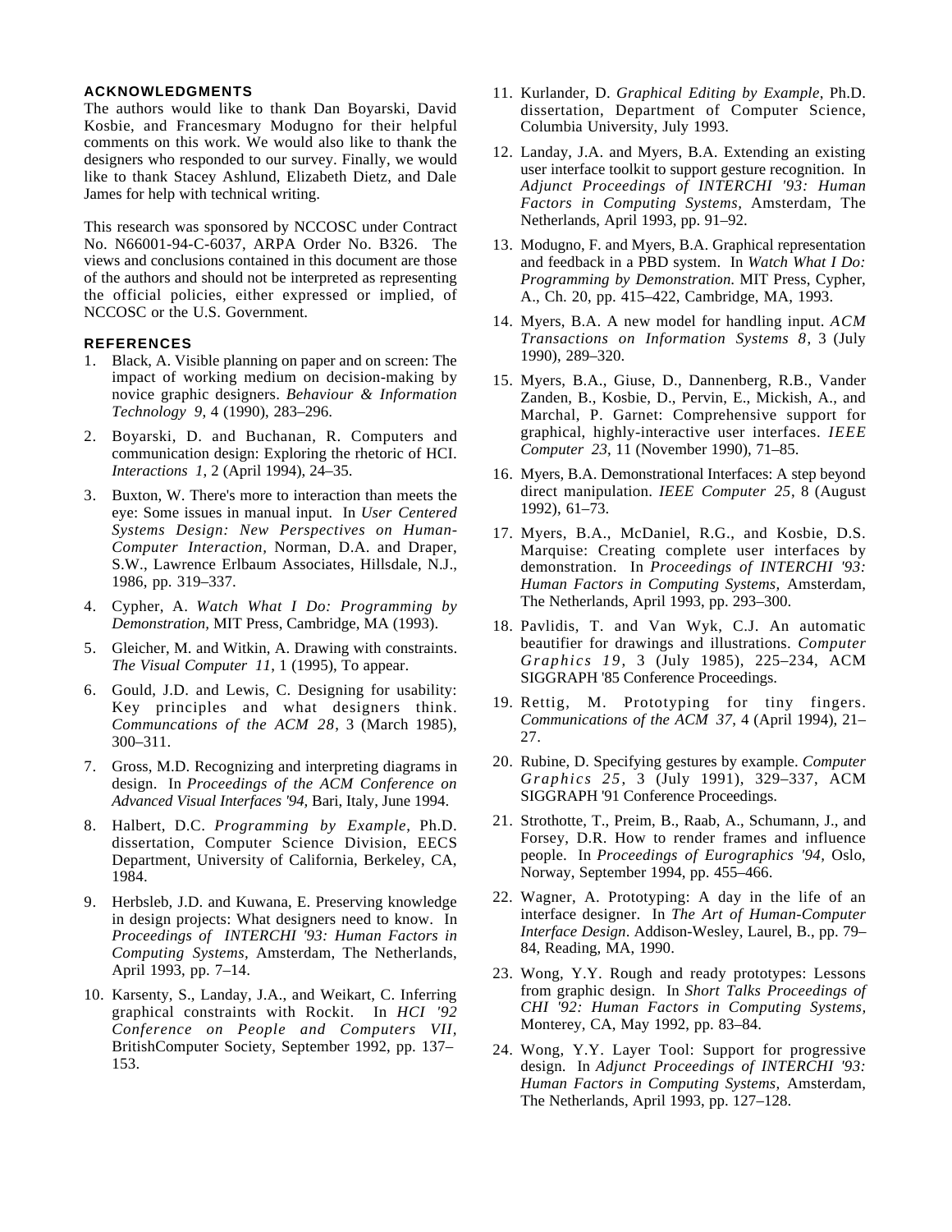## ACKNOWLEDGMENTS

The authors would like to thank Dan Boyarski, David Kosbie, and Francesmary Modugno for their helpful comments on this work. We would also like to thank the designers who responded to our survey. Finally, we would like to thank Stacey Ashlund, Elizabeth Dietz, and Dale James for help with technical writing.

This research was sponsored by NCCOSC under Contract No. N66001-94-C-6037, ARPA Order No. B326. The views and conclusions contained in this document are those of the authors and should not be interpreted as representing the official policies, either expressed or implied, of NCCOSC or the U.S. Government.

## REFERENCES

1. Black, A. Visible planning on paper and on screen: The impact of working medium on decision-making by novice graphic designers. *Behaviour & Information Technology 9*, 4 (1990), 283–296.
2. Boyarski, D. and Buchanan, R. Computers and communication design: Exploring the rhetoric of HCI. *Interactions 1*, 2 (April 1994), 24–35.
3. Buxton, W. There's more to interaction than meets the eye: Some issues in manual input. In *User Centered Systems Design: New Perspectives on Human-Computer Interaction*, Norman, D.A. and Draper, S.W., Lawrence Erlbaum Associates, Hillsdale, N.J., 1986, pp. 319–337.
4. Cypher, A. *Watch What I Do: Programming by Demonstration*, MIT Press, Cambridge, MA (1993).
5. Gleicher, M. and Witkin, A. Drawing with constraints. *The Visual Computer 11*, 1 (1995), To appear.
6. Gould, J.D. and Lewis, C. Designing for usability: Key principles and what designers think. *Communcations of the ACM 28*, 3 (March 1985), 300–311.
7. Gross, M.D. Recognizing and interpreting diagrams in design. In *Proceedings of the ACM Conference on Advanced Visual Interfaces '94*, Bari, Italy, June 1994.
8. Halbert, D.C. *Programming by Example*, Ph.D. dissertation, Computer Science Division, EECS Department, University of California, Berkeley, CA, 1984.
9. Herbsleb, J.D. and Kuwana, E. Preserving knowledge in design projects: What designers need to know. In *Proceedings of INTERCHI '93: Human Factors in Computing Systems*, Amsterdam, The Netherlands, April 1993, pp. 7–14.
10. Karsenty, S., Landay, J.A., and Weikart, C. Inferring graphical constraints with Rockit. In *HCI '92 Conference on People and Computers VII*, BritishComputer Society, September 1992, pp. 137–153.
11. Kurlander, D. *Graphical Editing by Example*, Ph.D. dissertation, Department of Computer Science, Columbia University, July 1993.
12. Landay, J.A. and Myers, B.A. Extending an existing user interface toolkit to support gesture recognition. In *Adjunct Proceedings of INTERCHI '93: Human Factors in Computing Systems*, Amsterdam, The Netherlands, April 1993, pp. 91–92.
13. Modugno, F. and Myers, B.A. Graphical representation and feedback in a PBD system. In *Watch What I Do: Programming by Demonstration*. MIT Press, Cypher, A., Ch. 20, pp. 415–422, Cambridge, MA, 1993.
14. Myers, B.A. A new model for handling input. *ACM Transactions on Information Systems 8*, 3 (July 1990), 289–320.
15. Myers, B.A., Giuse, D., Dannenberg, R.B., Vander Zanden, B., Kosbie, D., Pervin, E., Mickish, A., and Marchal, P. Garnet: Comprehensive support for graphical, highly-interactive user interfaces. *IEEE Computer 23*, 11 (November 1990), 71–85.
16. Myers, B.A. Demonstrational Interfaces: A step beyond direct manipulation. *IEEE Computer 25*, 8 (August 1992), 61–73.
17. Myers, B.A., McDaniel, R.G., and Kosbie, D.S. Marquise: Creating complete user interfaces by demonstration. In *Proceedings of INTERCHI '93: Human Factors in Computing Systems*, Amsterdam, The Netherlands, April 1993, pp. 293–300.
18. Pavlidis, T. and Van Wyk, C.J. An automatic beautifier for drawings and illustrations. *Computer Graphics 19*, 3 (July 1985), 225–234, ACM SIGGRAPH '85 Conference Proceedings.
19. Rettig, M. Prototyping for tiny fingers. *Communications of the ACM 37*, 4 (April 1994), 21–27.
20. Rubine, D. Specifying gestures by example. *Computer Graphics 25*, 3 (July 1991), 329–337, ACM SIGGRAPH '91 Conference Proceedings.
21. Strothotte, T., Preim, B., Raab, A., Schumann, J., and Forsey, D.R. How to render frames and influence people. In *Proceedings of Eurographics '94*, Oslo, Norway, September 1994, pp. 455–466.
22. Wagner, A. Prototyping: A day in the life of an interface designer. In *The Art of Human-Computer Interface Design*. Addison-Wesley, Laurel, B., pp. 79–84, Reading, MA, 1990.
23. Wong, Y.Y. Rough and ready prototypes: Lessons from graphic design. In *Short Talks Proceedings of CHI '92: Human Factors in Computing Systems*, Monterey, CA, May 1992, pp. 83–84.
24. Wong, Y.Y. Layer Tool: Support for progressive design. In *Adjunct Proceedings of INTERCHI '93: Human Factors in Computing Systems*, Amsterdam, The Netherlands, April 1993, pp. 127–128.